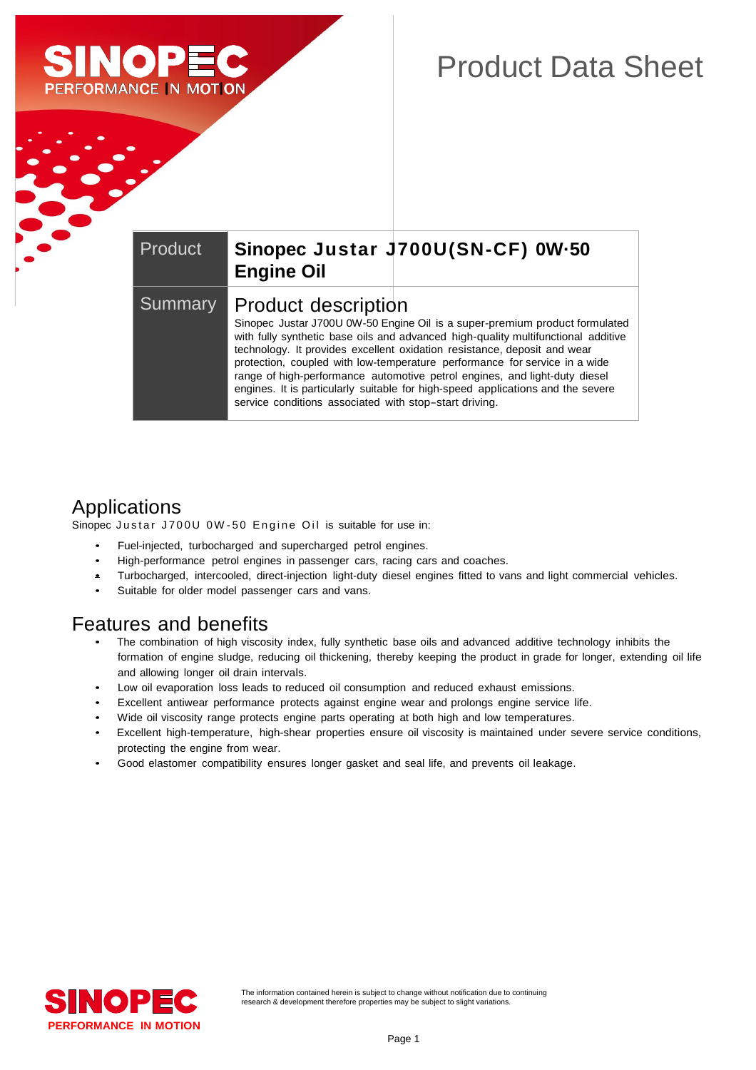# Product Data Sheet

| Product | **Sinopec Justar J700U(SN-CF) 0W·50 Engine Oil** |
| --- | --- |
| Summary | **Product description**<br>Sinopec Justar J700U 0W-50 Engine Oil is a super-premium product formulated with fully synthetic base oils and advanced high-quality multifunctional additive technology. It provides excellent oxidation resistance, deposit and wear protection, coupled with low-temperature performance for service in a wide range of high-performance automotive petrol engines, and light-duty diesel engines. It is particularly suitable for high-speed applications and the severe service conditions associated with stop–start driving. |

## Applications

Sinopec Justar J700U 0W-50 Engine Oil is suitable for use in:

- Fuel-injected, turbocharged and supercharged petrol engines.
- High-performance petrol engines in passenger cars, racing cars and coaches.
- Turbocharged, intercooled, direct-injection light-duty diesel engines fitted to vans and light commercial vehicles.
- Suitable for older model passenger cars and vans.

## Features and benefits

- The combination of high viscosity index, fully synthetic base oils and advanced additive technology inhibits the formation of engine sludge, reducing oil thickening, thereby keeping the product in grade for longer, extending oil life and allowing longer oil drain intervals.
- Low oil evaporation loss leads to reduced oil consumption and reduced exhaust emissions.
- Excellent antiwear performance protects against engine wear and prolongs engine service life.
- Wide oil viscosity range protects engine parts operating at both high and low temperatures.
- Excellent high-temperature, high-shear properties ensure oil viscosity is maintained under severe service conditions, protecting the engine from wear.
- Good elastomer compatibility ensures longer gasket and seal life, and prevents oil leakage.

The information contained herein is subject to change without notification due to continuing research & development therefore properties may be subject to slight variations.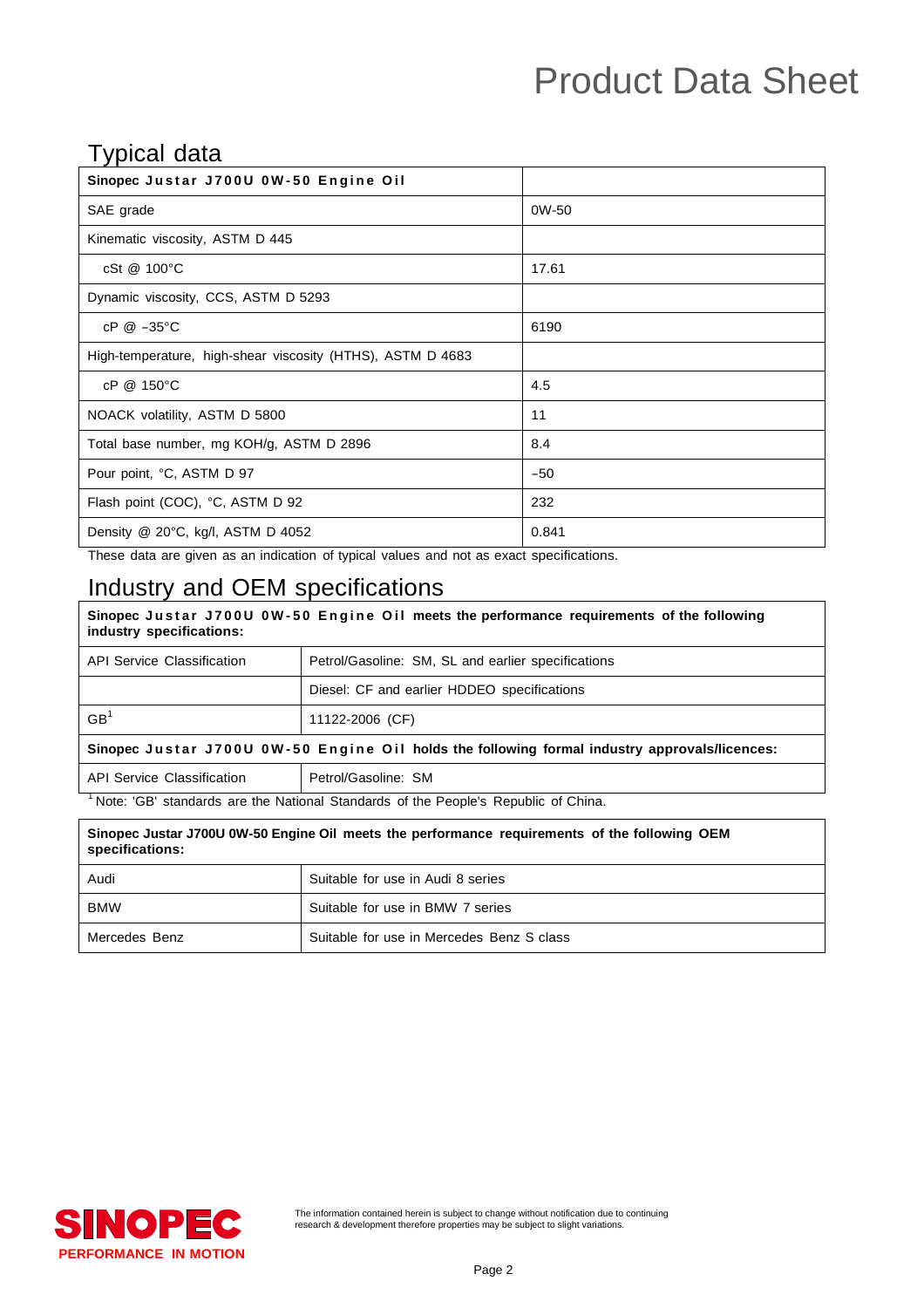# Product Data Sheet

## Typical data

| Sinopec Justar J700U 0W-50 Engine Oil | |
|---|---|
| SAE grade | 0W-50 |
| Kinematic viscosity, ASTM D 445 | |
| cSt @ 100°C | 17.61 |
| Dynamic viscosity, CCS, ASTM D 5293 | |
| cP @ −35°C | 6190 |
| High-temperature, high-shear viscosity (HTHS), ASTM D 4683 | |
| cP @ 150°C | 4.5 |
| NOACK volatility, ASTM D 5800 | 11 |
| Total base number, mg KOH/g, ASTM D 2896 | 8.4 |
| Pour point, °C, ASTM D 97 | −50 |
| Flash point (COC), °C, ASTM D 92 | 232 |
| Density @ 20°C, kg/l, ASTM D 4052 | 0.841 |

These data are given as an indication of typical values and not as exact specifications.

## Industry and OEM specifications

| **Sinopec Justar J700U 0W-50 Engine Oil meets the performance requirements of the following industry specifications:** | |
|---|---|
| API Service Classification | Petrol/Gasoline: SM, SL and earlier specifications |
| | Diesel: CF and earlier HDDEO specifications |
| GB[1] | 11122-2006 (CF) |
| **Sinopec Justar J700U 0W-50 Engine Oil holds the following formal industry approvals/licences:** | |
| API Service Classification | Petrol/Gasoline: SM |

[1] Note: 'GB' standards are the National Standards of the People's Republic of China.

| **Sinopec Justar J700U 0W-50 Engine Oil meets the performance requirements of the following OEM specifications:** | |
|---|---|
| Audi | Suitable for use in Audi 8 series |
| BMW | Suitable for use in BMW 7 series |
| Mercedes Benz | Suitable for use in Mercedes Benz S class |

SINOPEC
PERFORMANCE IN MOTION

The information contained herein is subject to change without notification due to continuing research & development therefore properties may be subject to slight variations.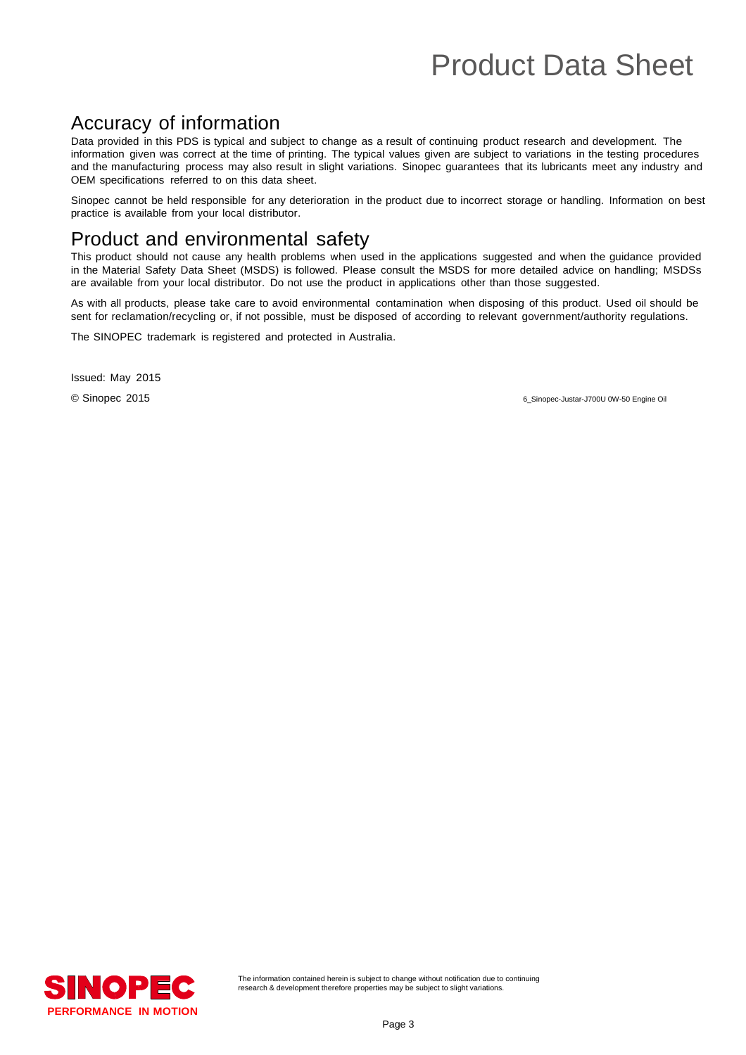## Accuracy of information

Data provided in this PDS is typical and subject to change as a result of continuing product research and development. The information given was correct at the time of printing. The typical values given are subject to variations in the testing procedures and the manufacturing process may also result in slight variations. Sinopec guarantees that its lubricants meet any industry and OEM specifications referred to on this data sheet.

Sinopec cannot be held responsible for any deterioration in the product due to incorrect storage or handling. Information on best practice is available from your local distributor.

## Product and environmental safety

This product should not cause any health problems when used in the applications suggested and when the guidance provided in the Material Safety Data Sheet (MSDS) is followed. Please consult the MSDS for more detailed advice on handling; MSDSs are available from your local distributor. Do not use the product in applications other than those suggested.

As with all products, please take care to avoid environmental contamination when disposing of this product. Used oil should be sent for reclamation/recycling or, if not possible, must be disposed of according to relevant government/authority regulations.

The SINOPEC trademark is registered and protected in Australia.

Issued: May 2015

© Sinopec 2015

6_Sinopec-Justar-J700U 0W-50 Engine Oil

SINOPEC
PERFORMANCE IN MOTION

The information contained herein is subject to change without notification due to continuing research & development therefore properties may be subject to slight variations.